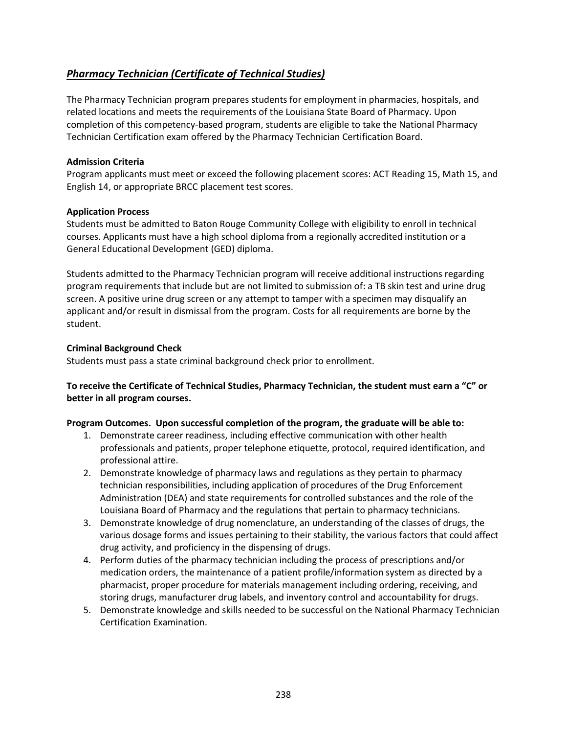## ***Pharmacy Technician (Certificate of Technical Studies)***

The Pharmacy Technician program prepares students for employment in pharmacies, hospitals, and related locations and meets the requirements of the Louisiana State Board of Pharmacy. Upon completion of this competency-based program, students are eligible to take the National Pharmacy Technician Certification exam offered by the Pharmacy Technician Certification Board.

**Admission Criteria**
Program applicants must meet or exceed the following placement scores: ACT Reading 15, Math 15, and English 14, or appropriate BRCC placement test scores.

**Application Process**
Students must be admitted to Baton Rouge Community College with eligibility to enroll in technical courses. Applicants must have a high school diploma from a regionally accredited institution or a General Educational Development (GED) diploma.

Students admitted to the Pharmacy Technician program will receive additional instructions regarding program requirements that include but are not limited to submission of: a TB skin test and urine drug screen. A positive urine drug screen or any attempt to tamper with a specimen may disqualify an applicant and/or result in dismissal from the program. Costs for all requirements are borne by the student.

**Criminal Background Check**
Students must pass a state criminal background check prior to enrollment.

**To receive the Certificate of Technical Studies, Pharmacy Technician, the student must earn a "C" or better in all program courses.**

**Program Outcomes. Upon successful completion of the program, the graduate will be able to:**

1. Demonstrate career readiness, including effective communication with other health professionals and patients, proper telephone etiquette, protocol, required identification, and professional attire.
2. Demonstrate knowledge of pharmacy laws and regulations as they pertain to pharmacy technician responsibilities, including application of procedures of the Drug Enforcement Administration (DEA) and state requirements for controlled substances and the role of the Louisiana Board of Pharmacy and the regulations that pertain to pharmacy technicians.
3. Demonstrate knowledge of drug nomenclature, an understanding of the classes of drugs, the various dosage forms and issues pertaining to their stability, the various factors that could affect drug activity, and proficiency in the dispensing of drugs.
4. Perform duties of the pharmacy technician including the process of prescriptions and/or medication orders, the maintenance of a patient profile/information system as directed by a pharmacist, proper procedure for materials management including ordering, receiving, and storing drugs, manufacturer drug labels, and inventory control and accountability for drugs.
5. Demonstrate knowledge and skills needed to be successful on the National Pharmacy Technician Certification Examination.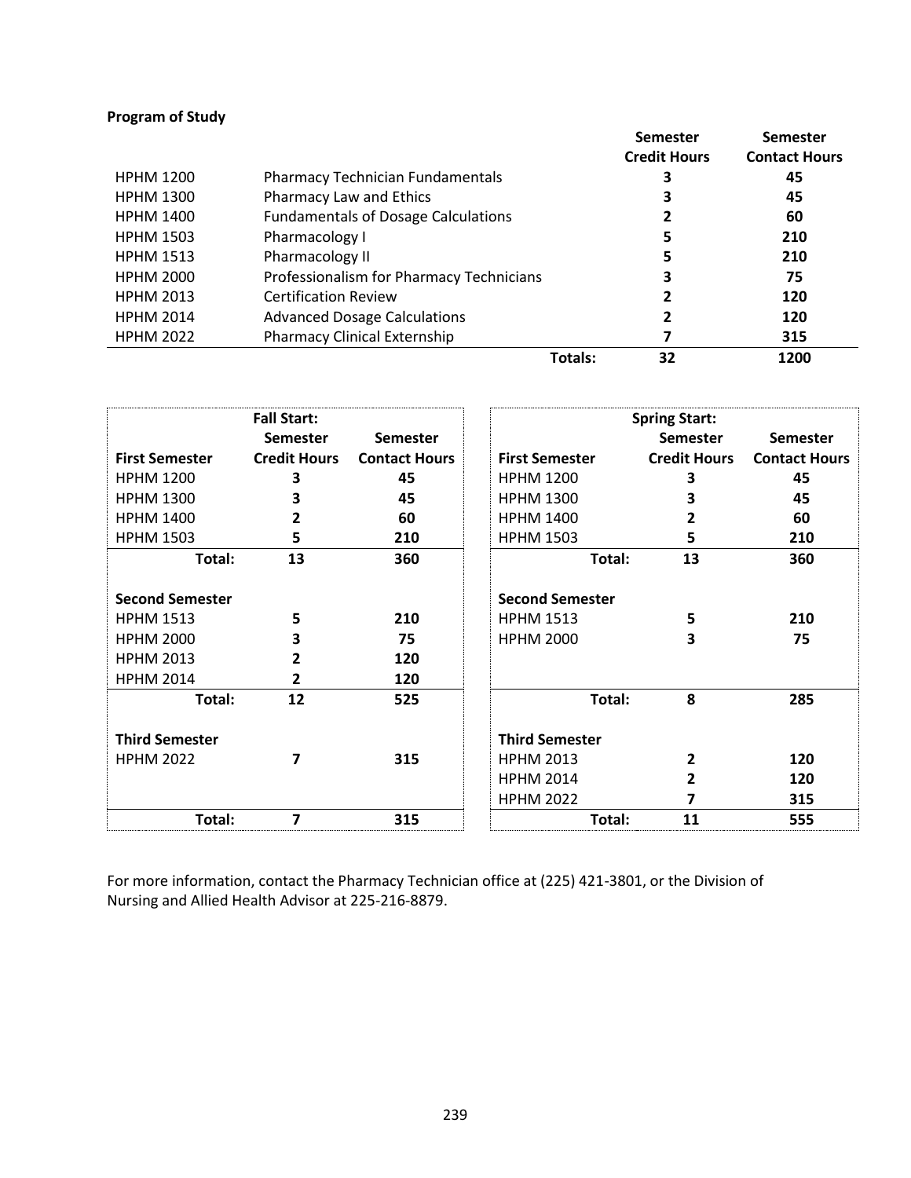**Program of Study**

| | | Semester Credit Hours | Semester Contact Hours |
|---|---|---|---|
| HPHM 1200 | Pharmacy Technician Fundamentals | 3 | 45 |
| HPHM 1300 | Pharmacy Law and Ethics | 3 | 45 |
| HPHM 1400 | Fundamentals of Dosage Calculations | 2 | 60 |
| HPHM 1503 | Pharmacology I | 5 | 210 |
| HPHM 1513 | Pharmacology II | 5 | 210 |
| HPHM 2000 | Professionalism for Pharmacy Technicians | 3 | 75 |
| HPHM 2013 | Certification Review | 2 | 120 |
| HPHM 2014 | Advanced Dosage Calculations | 2 | 120 |
| HPHM 2022 | Pharmacy Clinical Externship | 7 | 315 |
| | **Totals:** | **32** | **1200** |

| | Fall Start: | |
|---|---|---|
| **First Semester** | **Semester Credit Hours** | **Semester Contact Hours** |
| HPHM 1200 | 3 | 45 |
| HPHM 1300 | 3 | 45 |
| HPHM 1400 | 2 | 60 |
| HPHM 1503 | 5 | 210 |
| **Total:** | **13** | **360** |
| **Second Semester** | | |
| HPHM 1513 | 5 | 210 |
| HPHM 2000 | 3 | 75 |
| HPHM 2013 | 2 | 120 |
| HPHM 2014 | 2 | 120 |
| **Total:** | **12** | **525** |
| **Third Semester** | | |
| HPHM 2022 | 7 | 315 |
| **Total:** | **7** | **315** |

| | Spring Start: | |
|---|---|---|
| **First Semester** | **Semester Credit Hours** | **Semester Contact Hours** |
| HPHM 1200 | 3 | 45 |
| HPHM 1300 | 3 | 45 |
| HPHM 1400 | 2 | 60 |
| HPHM 1503 | 5 | 210 |
| **Total:** | **13** | **360** |
| **Second Semester** | | |
| HPHM 1513 | 5 | 210 |
| HPHM 2000 | 3 | 75 |
| **Total:** | **8** | **285** |
| **Third Semester** | | |
| HPHM 2013 | 2 | 120 |
| HPHM 2014 | 2 | 120 |
| HPHM 2022 | 7 | 315 |
| **Total:** | **11** | **555** |

For more information, contact the Pharmacy Technician office at (225) 421-3801, or the Division of Nursing and Allied Health Advisor at 225-216-8879.